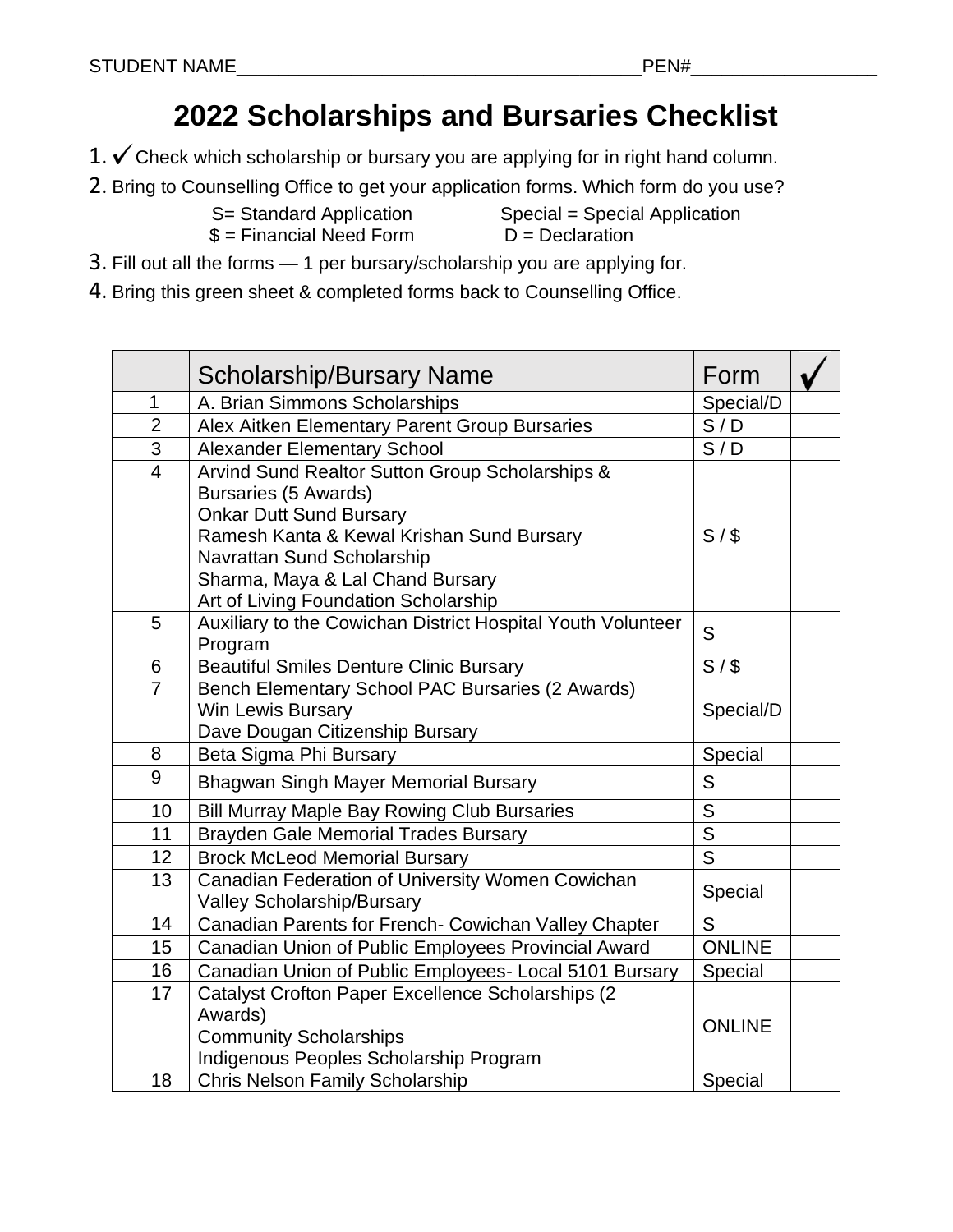STUDENT NAME_______________________________________PEN#_________________

# 2022 Scholarships and Bursaries Checklist

1. ✓ Check which scholarship or bursary you are applying for in right hand column.
2. Bring to Counselling Office to get your application forms. Which form do you use?

   S= Standard Application    Special = Special Application
   $ = Financial Need Form    D = Declaration

3. Fill out all the forms — 1 per bursary/scholarship you are applying for.
4. Bring this green sheet & completed forms back to Counselling Office.

| | Scholarship/Bursary Name | Form | ✓ |
|---|---|---|---|
| 1 | A. Brian Simmons Scholarships | Special/D | |
| 2 | Alex Aitken Elementary Parent Group Bursaries | S / D | |
| 3 | Alexander Elementary School | S / D | |
| 4 | Arvind Sund Realtor Sutton Group Scholarships & Bursaries (5 Awards)<br>Onkar Dutt Sund Bursary<br>Ramesh Kanta & Kewal Krishan Sund Bursary<br>Navrattan Sund Scholarship<br>Sharma, Maya & Lal Chand Bursary<br>Art of Living Foundation Scholarship | S / $ | |
| 5 | Auxiliary to the Cowichan District Hospital Youth Volunteer Program | S | |
| 6 | Beautiful Smiles Denture Clinic Bursary | S / $ | |
| 7 | Bench Elementary School PAC Bursaries (2 Awards)<br>Win Lewis Bursary<br>Dave Dougan Citizenship Bursary | Special/D | |
| 8 | Beta Sigma Phi Bursary | Special | |
| 9 | Bhagwan Singh Mayer Memorial Bursary | S | |
| 10 | Bill Murray Maple Bay Rowing Club Bursaries | S | |
| 11 | Brayden Gale Memorial Trades Bursary | S | |
| 12 | Brock McLeod Memorial Bursary | S | |
| 13 | Canadian Federation of University Women Cowichan Valley Scholarship/Bursary | Special | |
| 14 | Canadian Parents for French- Cowichan Valley Chapter | S | |
| 15 | Canadian Union of Public Employees Provincial Award | ONLINE | |
| 16 | Canadian Union of Public Employees- Local 5101 Bursary | Special | |
| 17 | Catalyst Crofton Paper Excellence Scholarships (2 Awards)<br>Community Scholarships<br>Indigenous Peoples Scholarship Program | ONLINE | |
| 18 | Chris Nelson Family Scholarship | Special | |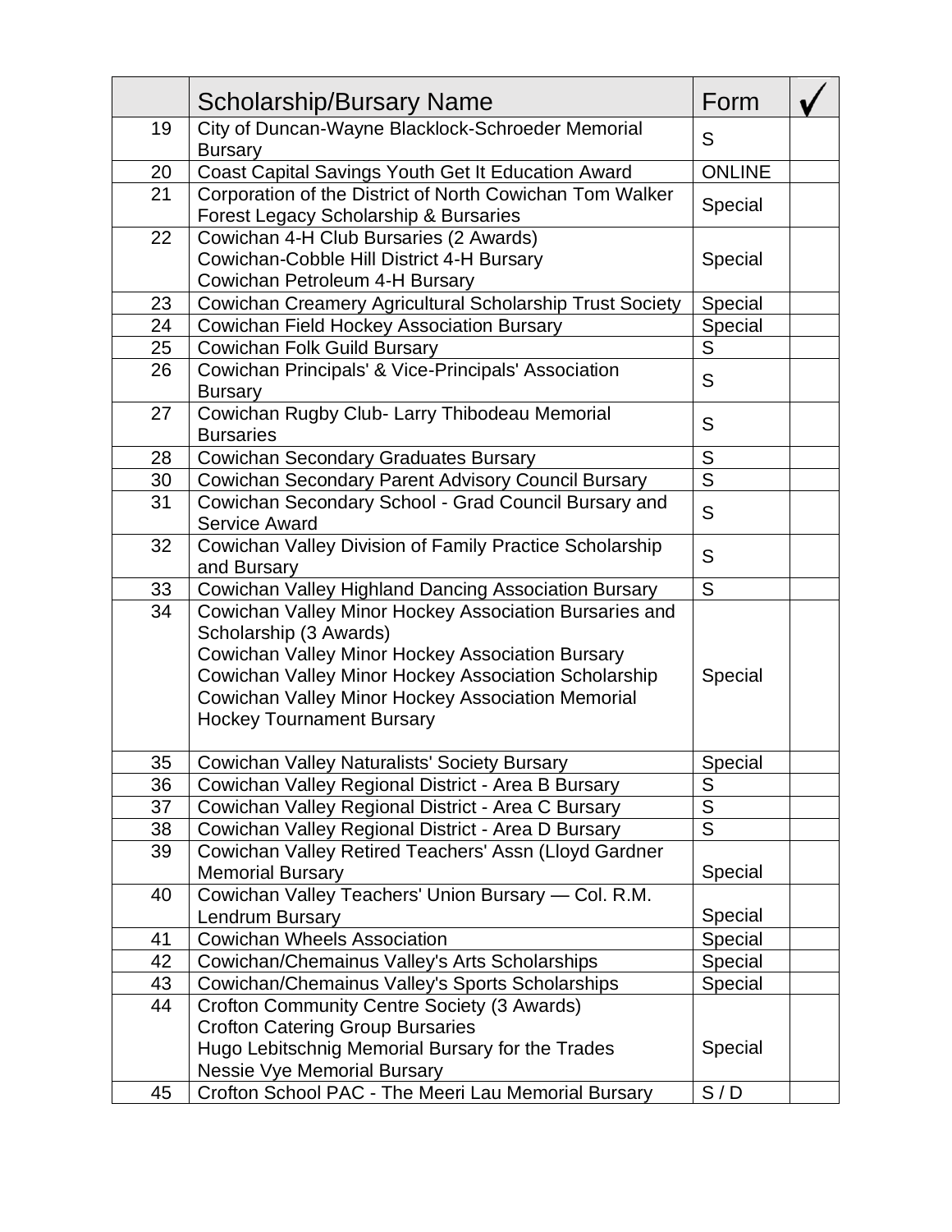| | Scholarship/Bursary Name | Form | ✓ |
|---|---|---|---|
| 19 | City of Duncan-Wayne Blacklock-Schroeder Memorial Bursary | S | |
| 20 | Coast Capital Savings Youth Get It Education Award | ONLINE | |
| 21 | Corporation of the District of North Cowichan Tom Walker Forest Legacy Scholarship & Bursaries | Special | |
| 22 | Cowichan 4-H Club Bursaries (2 Awards)<br>Cowichan-Cobble Hill District 4-H Bursary<br>Cowichan Petroleum 4-H Bursary | Special | |
| 23 | Cowichan Creamery Agricultural Scholarship Trust Society | Special | |
| 24 | Cowichan Field Hockey Association Bursary | Special | |
| 25 | Cowichan Folk Guild Bursary | S | |
| 26 | Cowichan Principals' & Vice-Principals' Association Bursary | S | |
| 27 | Cowichan Rugby Club- Larry Thibodeau Memorial Bursaries | S | |
| 28 | Cowichan Secondary Graduates Bursary | S | |
| 30 | Cowichan Secondary Parent Advisory Council Bursary | S | |
| 31 | Cowichan Secondary School - Grad Council Bursary and Service Award | S | |
| 32 | Cowichan Valley Division of Family Practice Scholarship and Bursary | S | |
| 33 | Cowichan Valley Highland Dancing Association Bursary | S | |
| 34 | Cowichan Valley Minor Hockey Association Bursaries and Scholarship (3 Awards)<br>Cowichan Valley Minor Hockey Association Bursary<br>Cowichan Valley Minor Hockey Association Scholarship<br>Cowichan Valley Minor Hockey Association Memorial Hockey Tournament Bursary | Special | |
| 35 | Cowichan Valley Naturalists' Society Bursary | Special | |
| 36 | Cowichan Valley Regional District - Area B Bursary | S | |
| 37 | Cowichan Valley Regional District - Area C Bursary | S | |
| 38 | Cowichan Valley Regional District - Area D Bursary | S | |
| 39 | Cowichan Valley Retired Teachers' Assn (Lloyd Gardner Memorial Bursary | Special | |
| 40 | Cowichan Valley Teachers' Union Bursary — Col. R.M. Lendrum Bursary | Special | |
| 41 | Cowichan Wheels Association | Special | |
| 42 | Cowichan/Chemainus Valley's Arts Scholarships | Special | |
| 43 | Cowichan/Chemainus Valley's Sports Scholarships | Special | |
| 44 | Crofton Community Centre Society (3 Awards)<br>Crofton Catering Group Bursaries<br>Hugo Lebitschnig Memorial Bursary for the Trades<br>Nessie Vye Memorial Bursary | Special | |
| 45 | Crofton School PAC - The Meeri Lau Memorial Bursary | S / D | |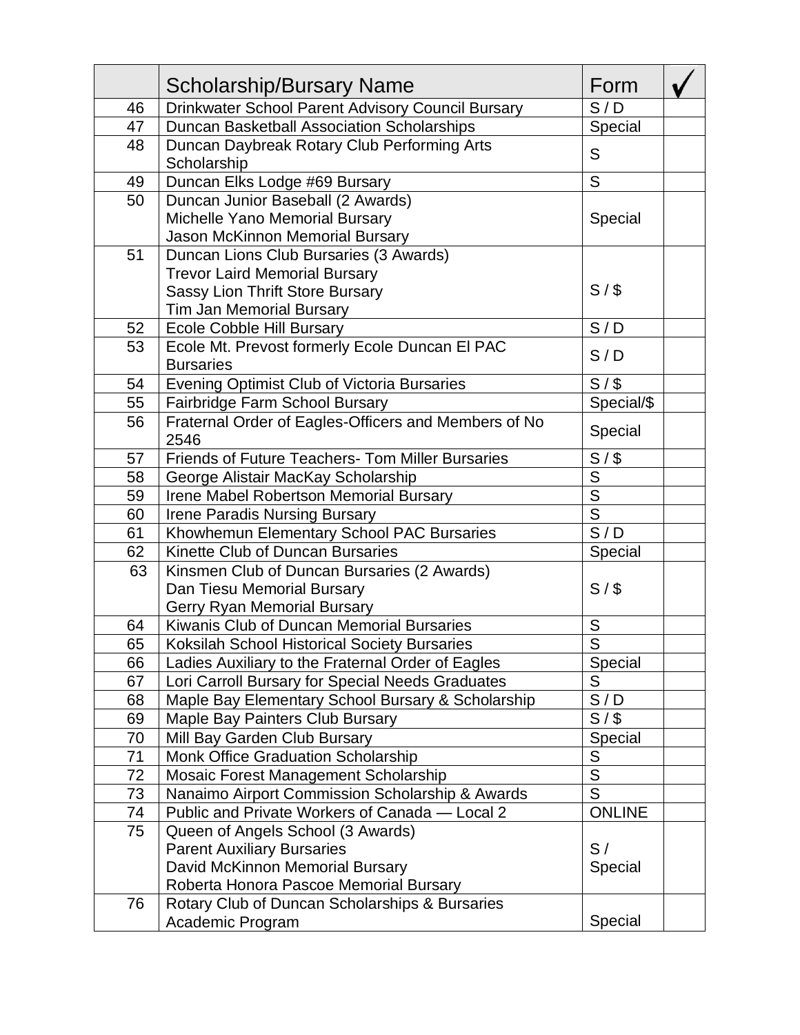| | Scholarship/Bursary Name | Form | ✓ |
|---|---|---|---|
| 46 | Drinkwater School Parent Advisory Council Bursary | S / D | |
| 47 | Duncan Basketball Association Scholarships | Special | |
| 48 | Duncan Daybreak Rotary Club Performing Arts Scholarship | S | |
| 49 | Duncan Elks Lodge #69 Bursary | S | |
| 50 | Duncan Junior Baseball (2 Awards)<br>Michelle Yano Memorial Bursary<br>Jason McKinnon Memorial Bursary | Special | |
| 51 | Duncan Lions Club Bursaries (3 Awards)<br>Trevor Laird Memorial Bursary<br>Sassy Lion Thrift Store Bursary<br>Tim Jan Memorial Bursary | S / $ | |
| 52 | Ecole Cobble Hill Bursary | S / D | |
| 53 | Ecole Mt. Prevost formerly Ecole Duncan El PAC Bursaries | S / D | |
| 54 | Evening Optimist Club of Victoria Bursaries | S / $ | |
| 55 | Fairbridge Farm School Bursary | Special/$ | |
| 56 | Fraternal Order of Eagles-Officers and Members of No 2546 | Special | |
| 57 | Friends of Future Teachers- Tom Miller Bursaries | S / $ | |
| 58 | George Alistair MacKay Scholarship | S | |
| 59 | Irene Mabel Robertson Memorial Bursary | S | |
| 60 | Irene Paradis Nursing Bursary | S | |
| 61 | Khowhemun Elementary School PAC Bursaries | S / D | |
| 62 | Kinette Club of Duncan Bursaries | Special | |
| 63 | Kinsmen Club of Duncan Bursaries (2 Awards)<br>Dan Tiesu Memorial Bursary<br>Gerry Ryan Memorial Bursary | S / $ | |
| 64 | Kiwanis Club of Duncan Memorial Bursaries | S | |
| 65 | Koksilah School Historical Society Bursaries | S | |
| 66 | Ladies Auxiliary to the Fraternal Order of Eagles | Special | |
| 67 | Lori Carroll Bursary for Special Needs Graduates | S | |
| 68 | Maple Bay Elementary School Bursary & Scholarship | S / D | |
| 69 | Maple Bay Painters Club Bursary | S / $ | |
| 70 | Mill Bay Garden Club Bursary | Special | |
| 71 | Monk Office Graduation Scholarship | S | |
| 72 | Mosaic Forest Management Scholarship | S | |
| 73 | Nanaimo Airport Commission Scholarship & Awards | S | |
| 74 | Public and Private Workers of Canada — Local 2 | ONLINE | |
| 75 | Queen of Angels School (3 Awards)<br>Parent Auxiliary Bursaries<br>David McKinnon Memorial Bursary<br>Roberta Honora Pascoe Memorial Bursary | S / Special | |
| 76 | Rotary Club of Duncan Scholarships & Bursaries Academic Program | Special | |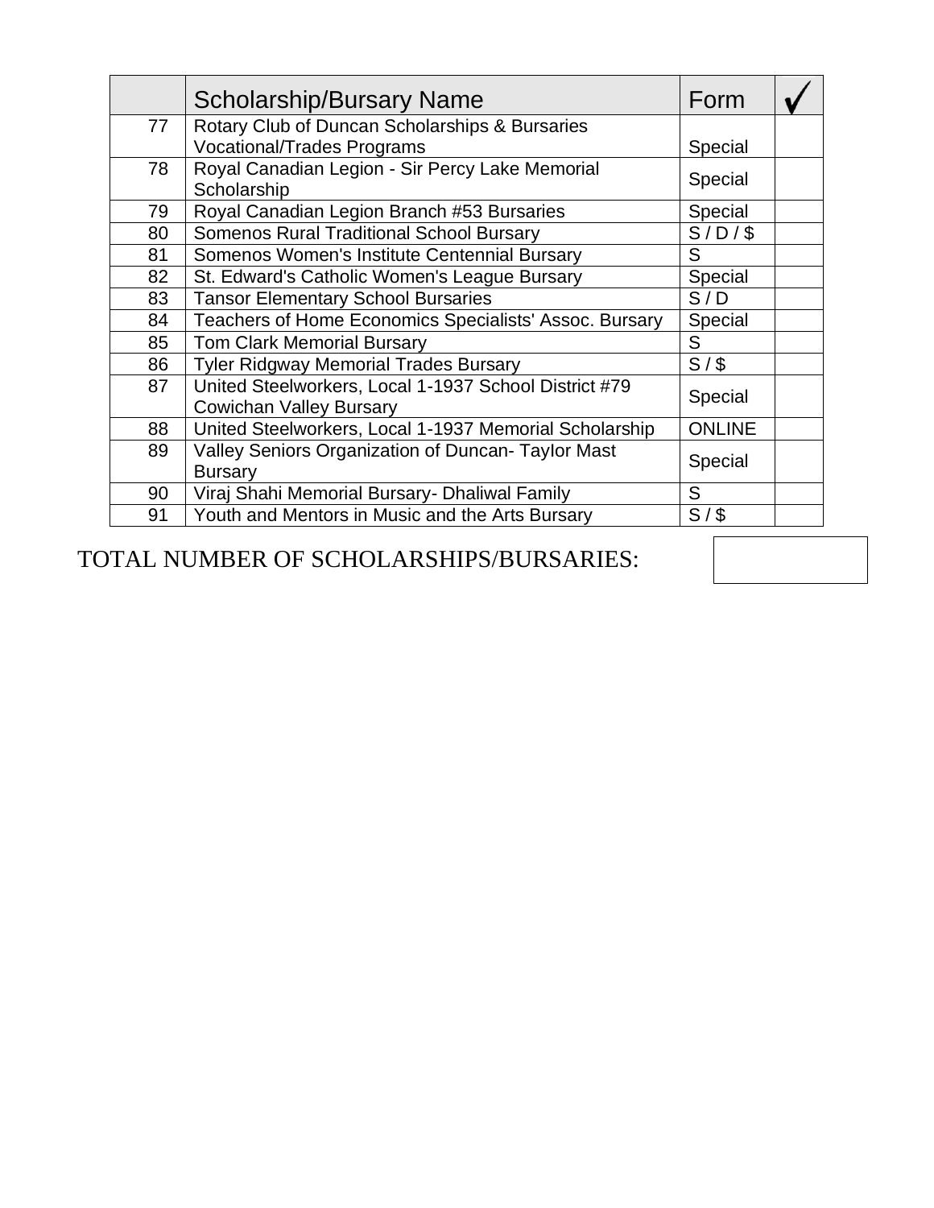| | Scholarship/Bursary Name | Form | ✓ |
|---|---|---|---|
| 77 | Rotary Club of Duncan Scholarships & Bursaries Vocational/Trades Programs | Special | |
| 78 | Royal Canadian Legion - Sir Percy Lake Memorial Scholarship | Special | |
| 79 | Royal Canadian Legion Branch #53 Bursaries | Special | |
| 80 | Somenos Rural Traditional School Bursary | S / D / $ | |
| 81 | Somenos Women's Institute Centennial Bursary | S | |
| 82 | St. Edward's Catholic Women's League Bursary | Special | |
| 83 | Tansor Elementary School Bursaries | S / D | |
| 84 | Teachers of Home Economics Specialists' Assoc. Bursary | Special | |
| 85 | Tom Clark Memorial Bursary | S | |
| 86 | Tyler Ridgway Memorial Trades Bursary | S / $ | |
| 87 | United Steelworkers, Local 1-1937 School District #79 Cowichan Valley Bursary | Special | |
| 88 | United Steelworkers, Local 1-1937 Memorial Scholarship | ONLINE | |
| 89 | Valley Seniors Organization of Duncan- Taylor Mast Bursary | Special | |
| 90 | Viraj Shahi Memorial Bursary- Dhaliwal Family | S | |
| 91 | Youth and Mentors in Music and the Arts Bursary | S / $ | |

TOTAL NUMBER OF SCHOLARSHIPS/BURSARIES: